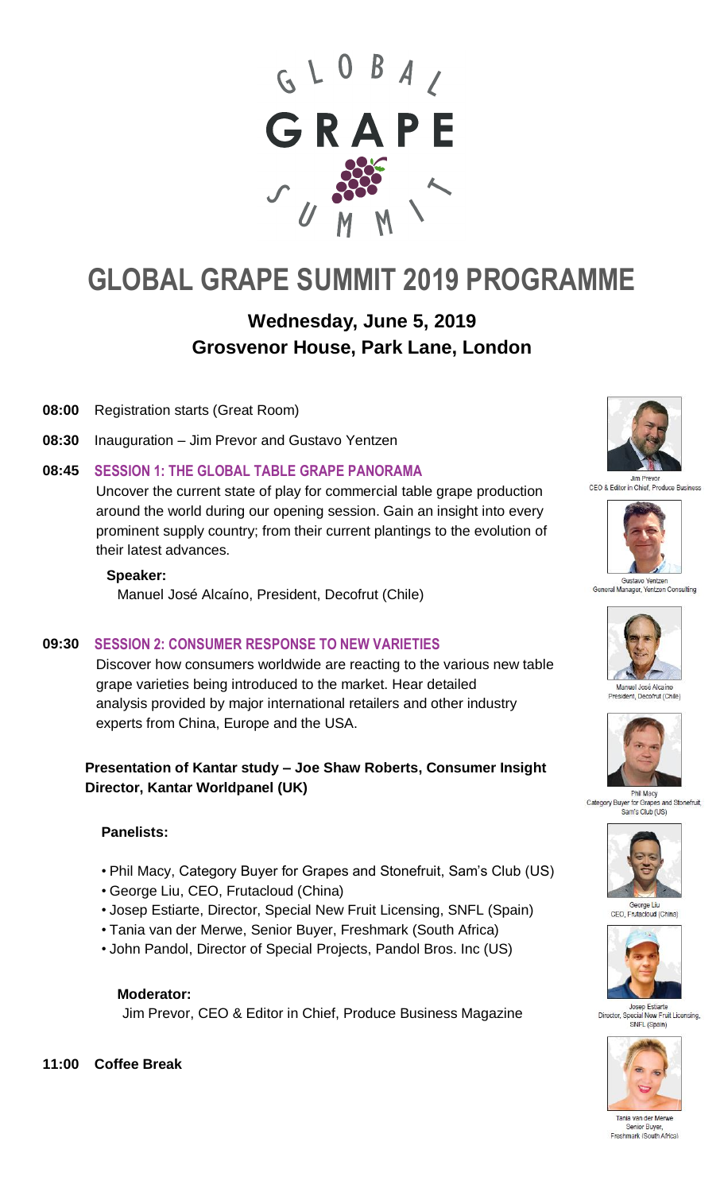GLOBAL GRAPE SUMMIT

# GLOBAL GRAPE SUMMIT 2019 PROGRAMME

## Wednesday, June 5, 2019
## Grosvenor House, Park Lane, London

**08:00** Registration starts (Great Room)

**08:30** Inauguration – Jim Prevor and Gustavo Yentzen

**08:45** **SESSION 1: THE GLOBAL TABLE GRAPE PANORAMA**

Uncover the current state of play for commercial table grape production around the world during our opening session. Gain an insight into every prominent supply country; from their current plantings to the evolution of their latest advances.

**Speaker:**

Manuel José Alcaíno, President, Decofrut (Chile)

**09:30** **SESSION 2: CONSUMER RESPONSE TO NEW VARIETIES**

Discover how consumers worldwide are reacting to the various new table grape varieties being introduced to the market. Hear detailed analysis provided by major international retailers and other industry experts from China, Europe and the USA.

**Presentation of Kantar study – Joe Shaw Roberts, Consumer Insight Director, Kantar Worldpanel (UK)**

**Panelists:**

- Phil Macy, Category Buyer for Grapes and Stonefruit, Sam's Club (US)
- George Liu, CEO, Frutacloud (China)
- Josep Estiarte, Director, Special New Fruit Licensing, SNFL (Spain)
- Tania van der Merwe, Senior Buyer, Freshmark (South Africa)
- John Pandol, Director of Special Projects, Pandol Bros. Inc (US)

**Moderator:**

Jim Prevor, CEO & Editor in Chief, Produce Business Magazine

**11:00** **Coffee Break**

Jim Prevor
CEO & Editor in Chief, Produce Business

Gustavo Yentzen
General Manager, Yentzen Consulting

Manuel José Alcaíno
President, Decofrut (Chile)

Phil Macy
Category Buyer for Grapes and Stonefruit, Sam's Club (US)

George Liu
CEO, Frutacloud (China)

Josep Estiarte
Director, Special New Fruit Licensing, SNFL (Spain)

Tania van der Merwe
Senior Buyer, Freshmark (South Africa)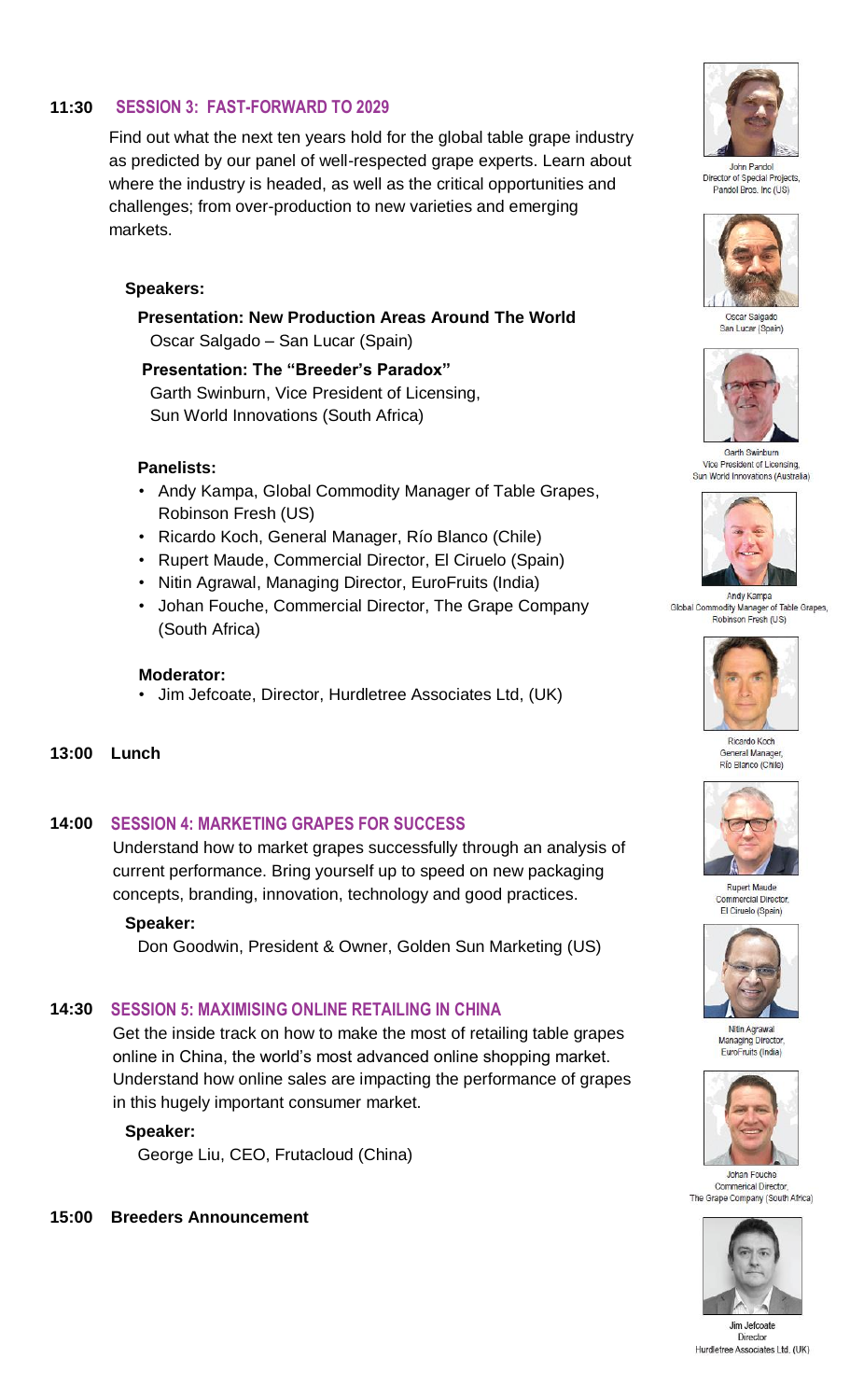## 11:30 SESSION 3: FAST-FORWARD TO 2029

Find out what the next ten years hold for the global table grape industry as predicted by our panel of well-respected grape experts. Learn about where the industry is headed, as well as the critical opportunities and challenges; from over-production to new varieties and emerging markets.

**Speakers:**

**Presentation: New Production Areas Around The World**
Oscar Salgado – San Lucar (Spain)

**Presentation: The "Breeder's Paradox"**
Garth Swinburn, Vice President of Licensing, Sun World Innovations (South Africa)

**Panelists:**

- Andy Kampa, Global Commodity Manager of Table Grapes, Robinson Fresh (US)
- Ricardo Koch, General Manager, Río Blanco (Chile)
- Rupert Maude, Commercial Director, El Ciruelo (Spain)
- Nitin Agrawal, Managing Director, EuroFruits (India)
- Johan Fouche, Commercial Director, The Grape Company (South Africa)

**Moderator:**

- Jim Jefcoate, Director, Hurdletree Associates Ltd, (UK)

## 13:00 Lunch

## 14:00 SESSION 4: MARKETING GRAPES FOR SUCCESS

Understand how to market grapes successfully through an analysis of current performance. Bring yourself up to speed on new packaging concepts, branding, innovation, technology and good practices.

**Speaker:**

Don Goodwin, President & Owner, Golden Sun Marketing (US)

## 14:30 SESSION 5: MAXIMISING ONLINE RETAILING IN CHINA

Get the inside track on how to make the most of retailing table grapes online in China, the world's most advanced online shopping market. Understand how online sales are impacting the performance of grapes in this hugely important consumer market.

**Speaker:**

George Liu, CEO, Frutacloud (China)

## 15:00 Breeders Announcement

John Pandol
Director of Special Projects,
Pandol Bros. Inc (US)

Oscar Salgado
San Lucar (Spain)

Garth Swinburn
Vice President of Licensing,
Sun World Innovations (Australia)

Andy Kampa
Global Commodity Manager of Table Grapes,
Robinson Fresh (US)

Ricardo Koch
General Manager,
Río Blanco (Chile)

Rupert Maude
Commercial Director,
El Ciruelo (Spain)

Nitin Agrawal
Managing Director,
EuroFruits (India)

Johan Fouche
Commerical Director,
The Grape Company (South Africa)

Jim Jefcoate
Director
Hurdletree Associates Ltd. (UK)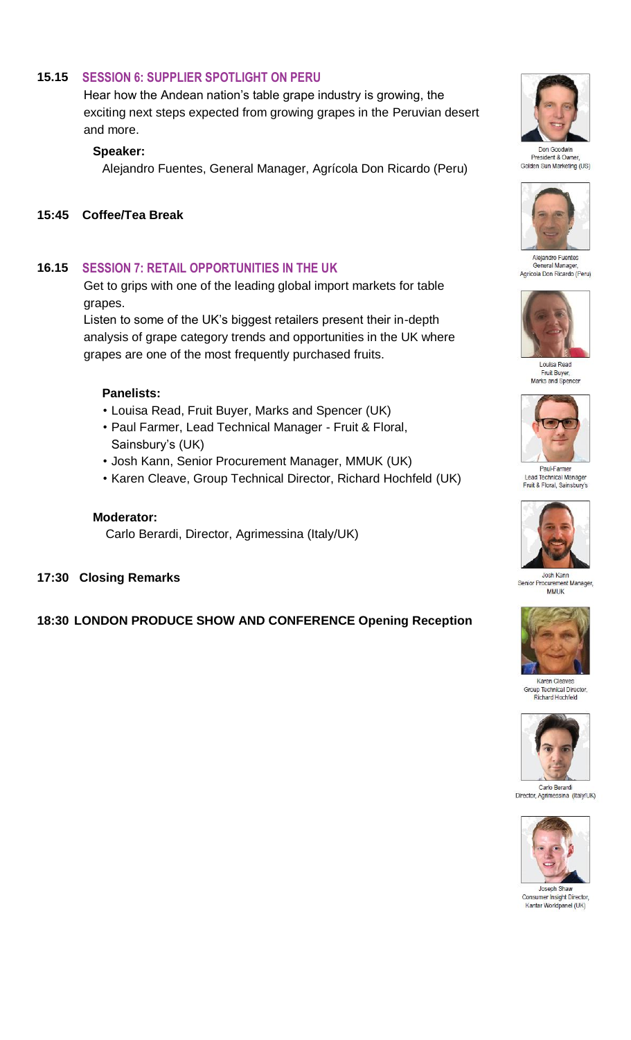**15.15 SESSION 6: SUPPLIER SPOTLIGHT ON PERU**

Hear how the Andean nation's table grape industry is growing, the exciting next steps expected from growing grapes in the Peruvian desert and more.

**Speaker:**

Alejandro Fuentes, General Manager, Agrícola Don Ricardo (Peru)

**15:45 Coffee/Tea Break**

**16.15 SESSION 7: RETAIL OPPORTUNITIES IN THE UK**

Get to grips with one of the leading global import markets for table grapes.

Listen to some of the UK's biggest retailers present their in-depth analysis of grape category trends and opportunities in the UK where grapes are one of the most frequently purchased fruits.

**Panelists:**

- Louisa Read, Fruit Buyer, Marks and Spencer (UK)
- Paul Farmer, Lead Technical Manager - Fruit & Floral, Sainsbury's (UK)
- Josh Kann, Senior Procurement Manager, MMUK (UK)
- Karen Cleave, Group Technical Director, Richard Hochfeld (UK)

**Moderator:**

Carlo Berardi, Director, Agrimessina (Italy/UK)

**17:30 Closing Remarks**

**18:30 LONDON PRODUCE SHOW AND CONFERENCE Opening Reception**

Don Goodwin
President & Owner,
Golden Sun Marketing (US)

Alejandro Fuentes
General Manager,
Agricola Don Ricardo (Peru)

Louisa Read
Fruit Buyer,
Marks and Spencer

Paul Farmer
Lead Technical Manager
Fruit & Floral, Sainsbury's

Josh Kann
Senior Procurement Manager,
MMUK

Karen Cleaves
Group Technical Director,
Richard Hochfeld

Carlo Berardi
Director, Agrimessina (Italy/UK)

Joseph Shaw
Consumer Insight Director,
Kantar Worldpanel (UK)